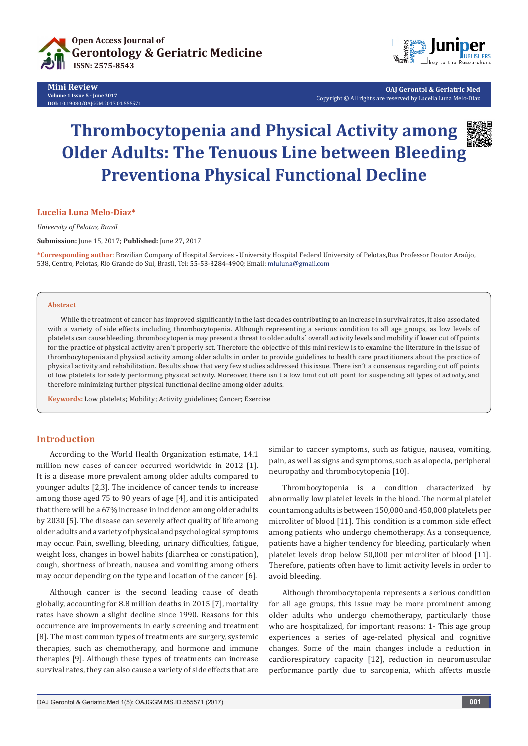# Thrombocytopenia and Physical Activity among Older Adults: The Tenuous Line between Bleeding Preventiona Physical Functional Decline

**Lucelia Luna Melo-Diaz***

*University of Pelotas, Brasil*

**Submission:** June 15, 2017; **Published:** June 27, 2017

***Corresponding author**: Brazilian Company of Hospital Services - University Hospital Federal University of Pelotas,Rua Professor Doutor Araújo, 538, Centro, Pelotas, Rio Grande do Sul, Brasil, Tel: 55-53-3284-4900; Email: mluluna@gmail.com

## Abstract

While the treatment of cancer has improved significantly in the last decades contributing to an increase in survival rates, it also associated with a variety of side effects including thrombocytopenia. Although representing a serious condition to all age groups, as low levels of platelets can cause bleeding, thrombocytopenia may present a threat to older adults´ overall activity levels and mobility if lower cut off points for the practice of physical activity aren´t properly set. Therefore the objective of this mini review is to examine the literature in the issue of thrombocytopenia and physical activity among older adults in order to provide guidelines to health care practitioners about the practice of physical activity and rehabilitation. Results show that very few studies addressed this issue. There isn´t a consensus regarding cut off points of low platelets for safely performing physical activity. Moreover, there isn´t a low limit cut off point for suspending all types of activity, and therefore minimizing further physical functional decline among older adults.

**Keywords:** Low platelets; Mobility; Activity guidelines; Cancer; Exercise

## Introduction

According to the World Health Organization estimate, 14.1 million new cases of cancer occurred worldwide in 2012 [1]. It is a disease more prevalent among older adults compared to younger adults [2,3]. The incidence of cancer tends to increase among those aged 75 to 90 years of age [4], and it is anticipated that there will be a 67% increase in incidence among older adults by 2030 [5]. The disease can severely affect quality of life among older adults and a variety of physical and psychological symptoms may occur. Pain, swelling, bleeding, urinary difficulties, fatigue, weight loss, changes in bowel habits (diarrhea or constipation), cough, shortness of breath, nausea and vomiting among others may occur depending on the type and location of the cancer [6].

Although cancer is the second leading cause of death globally, accounting for 8.8 million deaths in 2015 [7], mortality rates have shown a slight decline since 1990. Reasons for this occurrence are improvements in early screening and treatment [8]. The most common types of treatments are surgery, systemic therapies, such as chemotherapy, and hormone and immune therapies [9]. Although these types of treatments can increase survival rates, they can also cause a variety of side effects that are similar to cancer symptoms, such as fatigue, nausea, vomiting, pain, as well as signs and symptoms, such as alopecia, peripheral neuropathy and thrombocytopenia [10].

Thrombocytopenia is a condition characterized by abnormally low platelet levels in the blood. The normal platelet count among adults is between 150,000 and 450,000 platelets per microliter of blood [11]. This condition is a common side effect among patients who undergo chemotherapy. As a consequence, patients have a higher tendency for bleeding, particularly when platelet levels drop below 50,000 per microliter of blood [11]. Therefore, patients often have to limit activity levels in order to avoid bleeding.

Although thrombocytopenia represents a serious condition for all age groups, this issue may be more prominent among older adults who undergo chemotherapy, particularly those who are hospitalized, for important reasons: 1- This age group experiences a series of age-related physical and cognitive changes. Some of the main changes include a reduction in cardiorespiratory capacity [12], reduction in neuromuscular performance partly due to sarcopenia, which affects muscle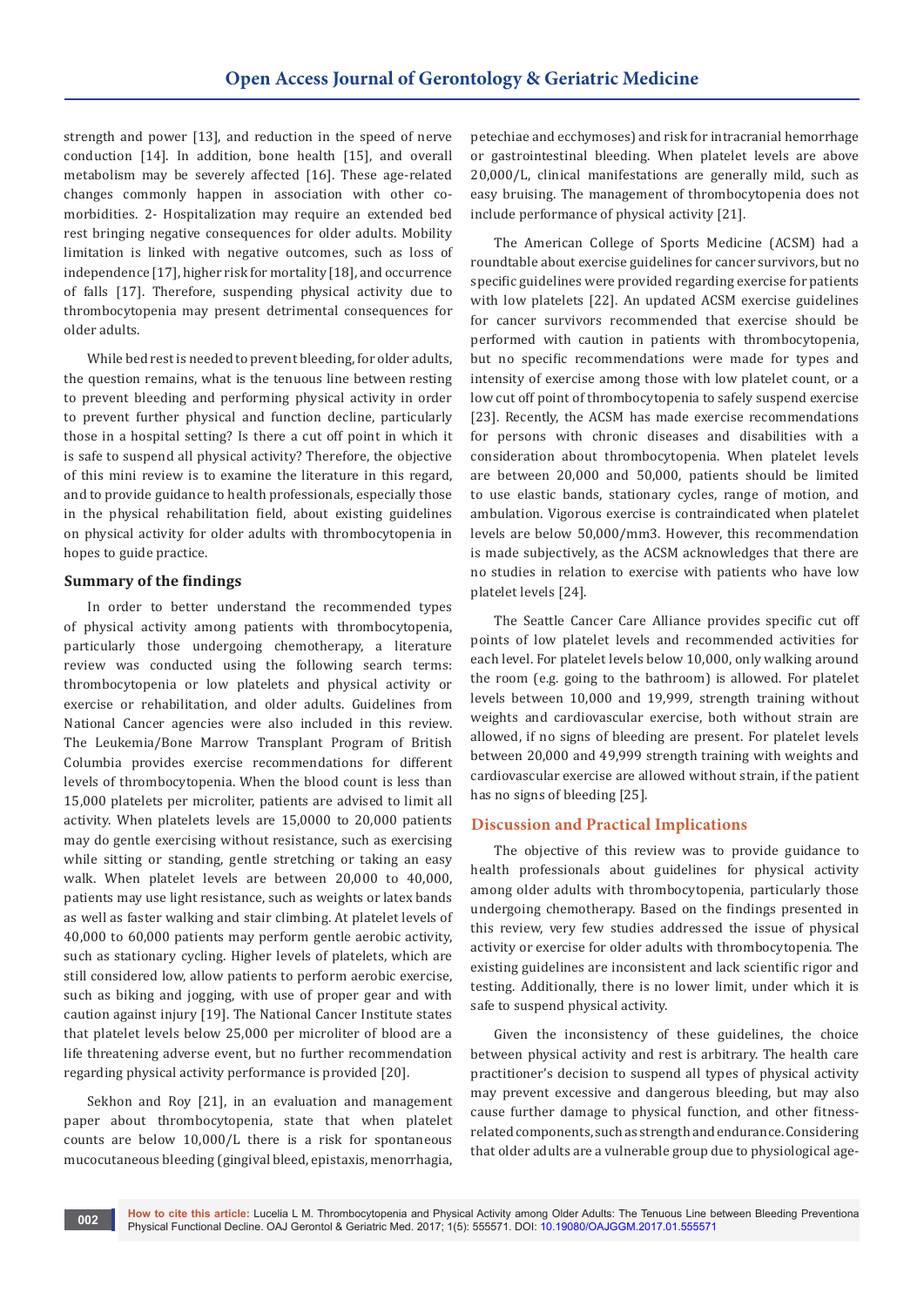strength and power [13], and reduction in the speed of nerve conduction [14]. In addition, bone health [15], and overall metabolism may be severely affected [16]. These age-related changes commonly happen in association with other co-morbidities. 2- Hospitalization may require an extended bed rest bringing negative consequences for older adults. Mobility limitation is linked with negative outcomes, such as loss of independence [17], higher risk for mortality [18], and occurrence of falls [17]. Therefore, suspending physical activity due to thrombocytopenia may present detrimental consequences for older adults.

While bed rest is needed to prevent bleeding, for older adults, the question remains, what is the tenuous line between resting to prevent bleeding and performing physical activity in order to prevent further physical and function decline, particularly those in a hospital setting? Is there a cut off point in which it is safe to suspend all physical activity? Therefore, the objective of this mini review is to examine the literature in this regard, and to provide guidance to health professionals, especially those in the physical rehabilitation field, about existing guidelines on physical activity for older adults with thrombocytopenia in hopes to guide practice.

### Summary of the findings

In order to better understand the recommended types of physical activity among patients with thrombocytopenia, particularly those undergoing chemotherapy, a literature review was conducted using the following search terms: thrombocytopenia or low platelets and physical activity or exercise or rehabilitation, and older adults. Guidelines from National Cancer agencies were also included in this review. The Leukemia/Bone Marrow Transplant Program of British Columbia provides exercise recommendations for different levels of thrombocytopenia. When the blood count is less than 15,000 platelets per microliter, patients are advised to limit all activity. When platelets levels are 15,0000 to 20,000 patients may do gentle exercising without resistance, such as exercising while sitting or standing, gentle stretching or taking an easy walk. When platelet levels are between 20,000 to 40,000, patients may use light resistance, such as weights or latex bands as well as faster walking and stair climbing. At platelet levels of 40,000 to 60,000 patients may perform gentle aerobic activity, such as stationary cycling. Higher levels of platelets, which are still considered low, allow patients to perform aerobic exercise, such as biking and jogging, with use of proper gear and with caution against injury [19]. The National Cancer Institute states that platelet levels below 25,000 per microliter of blood are a life threatening adverse event, but no further recommendation regarding physical activity performance is provided [20].

Sekhon and Roy [21], in an evaluation and management paper about thrombocytopenia, state that when platelet counts are below 10,000/L there is a risk for spontaneous mucocutaneous bleeding (gingival bleed, epistaxis, menorrhagia, petechiae and ecchymoses) and risk for intracranial hemorrhage or gastrointestinal bleeding. When platelet levels are above 20,000/L, clinical manifestations are generally mild, such as easy bruising. The management of thrombocytopenia does not include performance of physical activity [21].

The American College of Sports Medicine (ACSM) had a roundtable about exercise guidelines for cancer survivors, but no specific guidelines were provided regarding exercise for patients with low platelets [22]. An updated ACSM exercise guidelines for cancer survivors recommended that exercise should be performed with caution in patients with thrombocytopenia, but no specific recommendations were made for types and intensity of exercise among those with low platelet count, or a low cut off point of thrombocytopenia to safely suspend exercise [23]. Recently, the ACSM has made exercise recommendations for persons with chronic diseases and disabilities with a consideration about thrombocytopenia. When platelet levels are between 20,000 and 50,000, patients should be limited to use elastic bands, stationary cycles, range of motion, and ambulation. Vigorous exercise is contraindicated when platelet levels are below 50,000/mm3. However, this recommendation is made subjectively, as the ACSM acknowledges that there are no studies in relation to exercise with patients who have low platelet levels [24].

The Seattle Cancer Care Alliance provides specific cut off points of low platelet levels and recommended activities for each level. For platelet levels below 10,000, only walking around the room (e.g. going to the bathroom) is allowed. For platelet levels between 10,000 and 19,999, strength training without weights and cardiovascular exercise, both without strain are allowed, if no signs of bleeding are present. For platelet levels between 20,000 and 49,999 strength training with weights and cardiovascular exercise are allowed without strain, if the patient has no signs of bleeding [25].

## Discussion and Practical Implications

The objective of this review was to provide guidance to health professionals about guidelines for physical activity among older adults with thrombocytopenia, particularly those undergoing chemotherapy. Based on the findings presented in this review, very few studies addressed the issue of physical activity or exercise for older adults with thrombocytopenia. The existing guidelines are inconsistent and lack scientific rigor and testing. Additionally, there is no lower limit, under which it is safe to suspend physical activity.

Given the inconsistency of these guidelines, the choice between physical activity and rest is arbitrary. The health care practitioner's decision to suspend all types of physical activity may prevent excessive and dangerous bleeding, but may also cause further damage to physical function, and other fitness-related components, such as strength and endurance. Considering that older adults are a vulnerable group due to physiological age-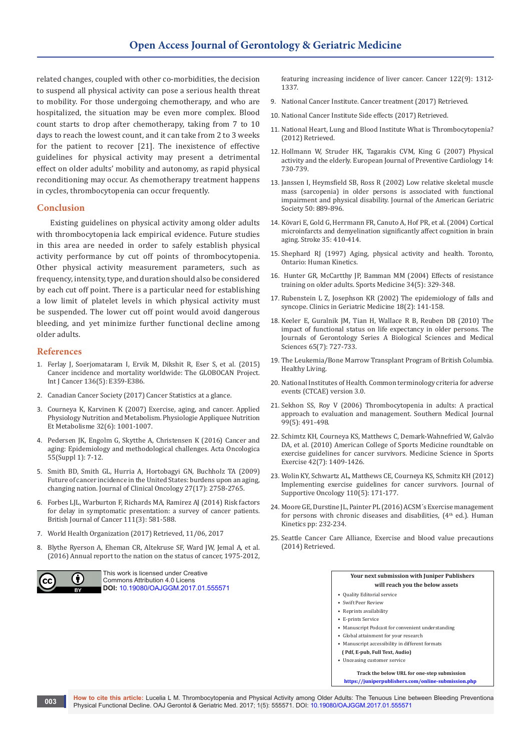related changes, coupled with other co-morbidities, the decision to suspend all physical activity can pose a serious health threat to mobility. For those undergoing chemotherapy, and who are hospitalized, the situation may be even more complex. Blood count starts to drop after chemotherapy, taking from 7 to 10 days to reach the lowest count, and it can take from 2 to 3 weeks for the patient to recover [21]. The inexistence of effective guidelines for physical activity may present a detrimental effect on older adults' mobility and autonomy, as rapid physical reconditioning may occur. As chemotherapy treatment happens in cycles, thrombocytopenia can occur frequently.

## Conclusion

Existing guidelines on physical activity among older adults with thrombocytopenia lack empirical evidence. Future studies in this area are needed in order to safely establish physical activity performance by cut off points of thrombocytopenia. Other physical activity measurement parameters, such as frequency, intensity, type, and duration should also be considered by each cut off point. There is a particular need for establishing a low limit of platelet levels in which physical activity must be suspended. The lower cut off point would avoid dangerous bleeding, and yet minimize further functional decline among older adults.

## References

1. Ferlay J, Soerjomataram I, Ervik M, Dikshit R, Eser S, et al. (2015) Cancer incidence and mortality worldwide: The GLOBOCAN Project. Int J Cancer 136(5): E359-E386.
2. Canadian Cancer Society (2017) Cancer Statistics at a glance.
3. Courneya K, Karvinen K (2007) Exercise, aging, and cancer. Applied Physiology Nutrition and Metabolism. Physiologie Appliquee Nutrition Et Metabolisme 32(6): 1001-1007.
4. Pedersen JK, Engolm G, Skytthe A, Christensen K (2016) Cancer and aging: Epidemiology and methodological challenges. Acta Oncologica 55(Suppl 1): 7-12.
5. Smith BD, Smith GL, Hurria A, Hortobagyi GN, Buchholz TA (2009) Future of cancer incidence in the United States: burdens upon an aging, changing nation. Journal of Clinical Oncology 27(17): 2758-2765.
6. Forbes LJL, Warburton F, Richards MA, Ramirez AJ (2014) Risk factors for delay in symptomatic presentation: a survey of cancer patients. British Journal of Cancer 111(3): 581-588.
7. World Health Organization (2017) Retrieved, 11/06, 2017
8. Blythe Ryerson A, Eheman CR, Altekruse SF, Ward JW, Jemal A, et al. (2016) Annual report to the nation on the status of cancer, 1975-2012, featuring increasing incidence of liver cancer. Cancer 122(9): 1312-1337.
9. National Cancer Institute. Cancer treatment (2017) Retrieved.
10. National Cancer Institute Side effects (2017) Retrieved.
11. National Heart, Lung and Blood Institute What is Thrombocytopenia? (2012) Retrieved.
12. Hollmann W, Struder HK, Tagarakis CVM, King G (2007) Physical activity and the elderly. European Journal of Preventive Cardiology 14: 730-739.
13. Janssen I, Heymsfield SB, Ross R (2002) Low relative skeletal muscle mass (sarcopenia) in older persons is associated with functional impairment and physical disability. Journal of the American Geriatric Society 50: 889-896.
14. Kövari E, Gold G, Herrmann FR, Canuto A, Hof PR, et al. (2004) Cortical microinfarcts and demyelination significantly affect cognition in brain aging. Stroke 35: 410-414.
15. Shephard RJ (1997) Aging, physical activity and health. Toronto, Ontario: Human Kinetics.
16. Hunter GR, McCartthy JP, Bamman MM (2004) Effects of resistance training on older adults. Sports Medicine 34(5): 329-348.
17. Rubenstein L Z, Josephson KR (2002) The epidemiology of falls and syncope. Clinics in Geriatric Medicine 18(2): 141-158.
18. Keeler E, Guralnik JM, Tian H, Wallace R B, Reuben DB (2010) The impact of functional status on life expectancy in older persons. The Journals of Gerontology Series A Biological Sciences and Medical Sciences 65(7): 727-733.
19. The Leukemia/Bone Marrow Transplant Program of British Columbia. Healthy Living.
20. National Institutes of Health. Common terminology criteria for adverse events (CTCAE) version 3.0.
21. Sekhon SS, Roy V (2006) Thrombocytopenia in adults: A practical approach to evaluation and management. Southern Medical Journal 99(5): 491-498.
22. Schimtz KH, Courneya KS, Matthews C, Demark-Wahnefried W, Galvão DA, et al. (2010) American College of Sports Medicine roundtable on exercise guidelines for cancer survivors. Medicine Science in Sports Exercise 42(7): 1409-1426.
23. Wolin KY, Schwartz AL, Matthews CE, Courneya KS, Schmitz KH (2012) Implementing exercise guidelines for cancer survivors. Journal of Supportive Oncology 110(5): 171-177.
24. Moore GE, Durstine JL, Painter PL (2016) ACSM´s Exercise management for persons with chronic diseases and disabilities, (4th ed.). Human Kinetics pp: 232-234.
25. Seattle Cancer Care Alliance, Exercise and blood value precautions (2014) Retrieved.

This work is licensed under Creative Commons Attribution 4.0 Licens
**DOI:** 10.19080/OAJGGM.2017.01.555571

**Your next submission with Juniper Publishers will reach you the below assets**

- Quality Editorial service
- Swift Peer Review
- Reprints availability
- E-prints Service
- Manuscript Podcast for convenient understanding
- Global attainment for your research
- Manuscript accessibility in different formats **( Pdf, E-pub, Full Text, Audio)**
- Unceasing customer service

**Track the below URL for one-step submission**
**https://juniperpublishers.com/online-submission.php**